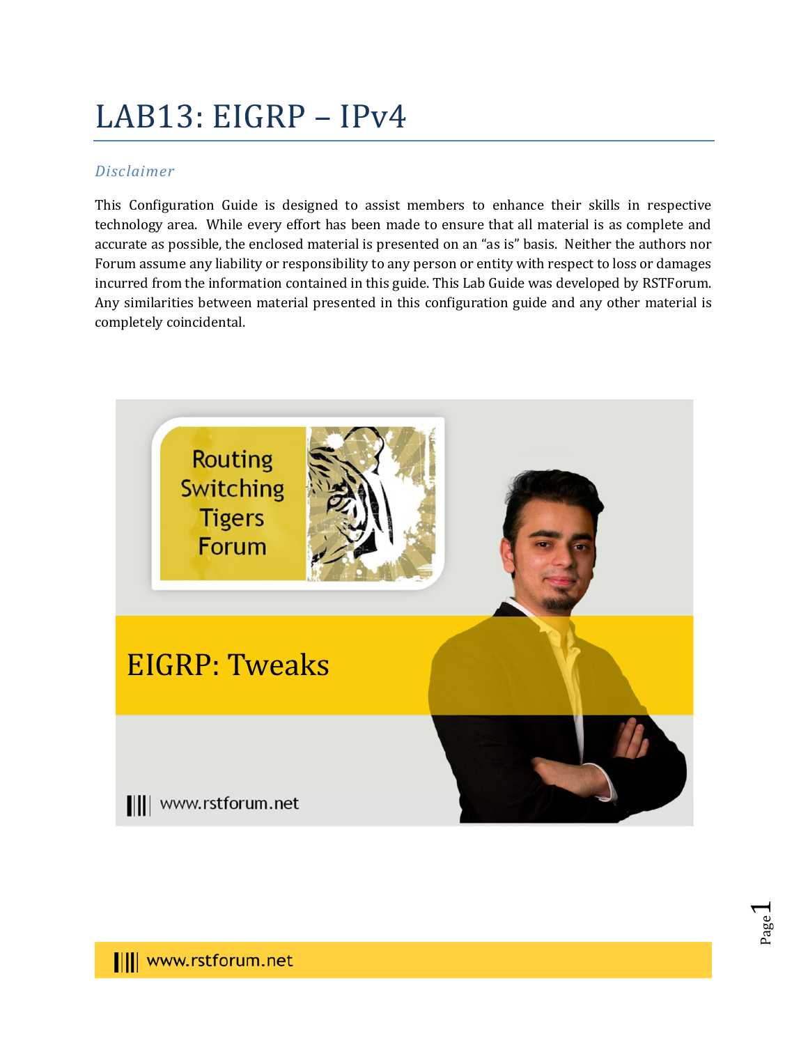# LAB13: EIGRP – IPv4

### *Disclaimer*

This Configuration Guide is designed to assist members to enhance their skills in respective technology area. While every effort has been made to ensure that all material is as complete and accurate as possible, the enclosed material is presented on an "as is" basis. Neither the authors nor Forum assume any liability or responsibility to any person or entity with respect to loss or damages incurred from the information contained in this guide. This Lab Guide was developed by RSTForum. Any similarities between material presented in this configuration guide and any other material is completely coincidental.

Routing Switching Tigers Forum

EIGRP: Tweaks

www.rstforum.net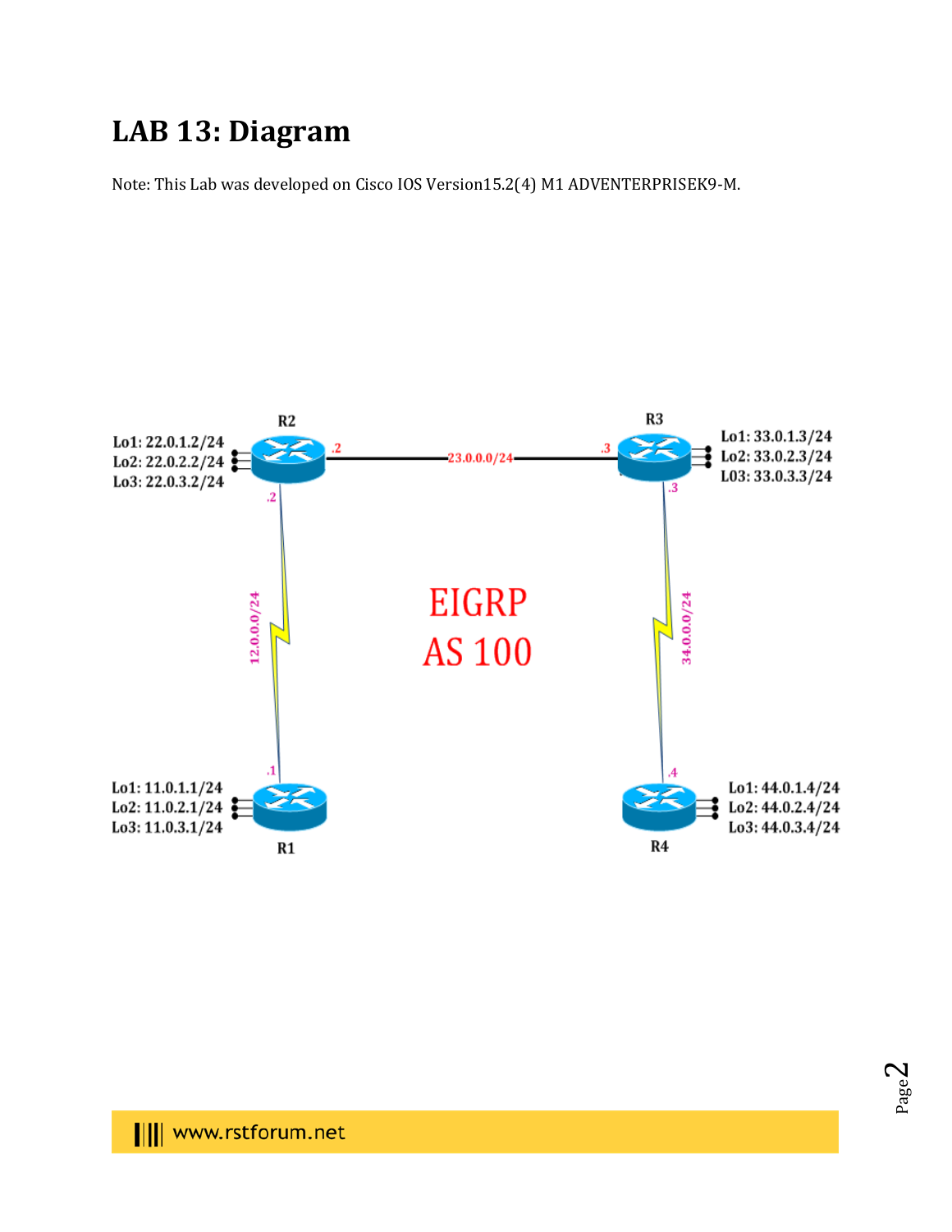# LAB 13: Diagram

Note: This Lab was developed on Cisco IOS Version15.2(4) M1 ADVENTERPRISEK9-M.

R2

Lo1: 22.0.1.2/24
Lo2: 22.0.2.2/24
Lo3: 22.0.3.2/24

R3

Lo1: 33.0.1.3/24
Lo2: 33.0.2.3/24
L03: 33.0.3.3/24

.2 23.0.0.0/24 .3

.2 12.0.0.0/24 .1

.3 34.0.0.0/24 .4

EIGRP
AS 100

Lo1: 11.0.1.1/24
Lo2: 11.0.2.1/24
Lo3: 11.0.3.1/24

R1

Lo1: 44.0.1.4/24
Lo2: 44.0.2.4/24
Lo3: 44.0.3.4/24

R4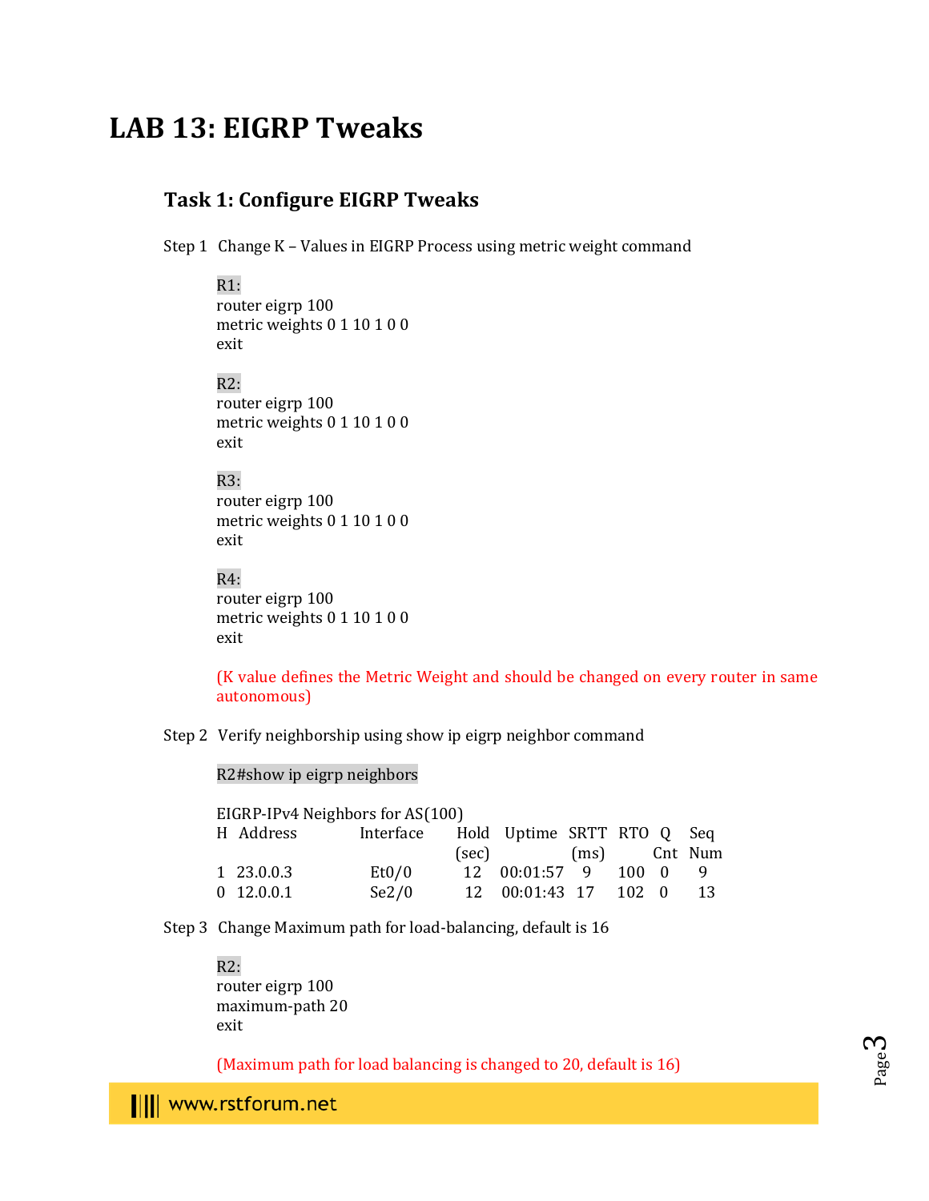# LAB 13: EIGRP Tweaks

## Task 1: Configure EIGRP Tweaks

Step 1 Change K – Values in EIGRP Process using metric weight command

R1:
```
router eigrp 100
metric weights 0 1 10 1 0 0
exit
```

R2:
```
router eigrp 100
metric weights 0 1 10 1 0 0
exit
```

R3:
```
router eigrp 100
metric weights 0 1 10 1 0 0
exit
```

R4:
```
router eigrp 100
metric weights 0 1 10 1 0 0
exit
```

(K value defines the Metric Weight and should be changed on every router in same autonomous)

Step 2 Verify neighborship using show ip eigrp neighbor command

R2#show ip eigrp neighbors

```
EIGRP-IPv4 Neighbors for AS(100)
H   Address         Interface       Hold   Uptime   SRTT   RTO   Q    Seq
                                    (sec)           (ms)         Cnt  Num
1   23.0.0.3          Et0/0          12    00:01:57   9     100   0    9
0   12.0.0.1          Se2/0          12    00:01:43  17     102   0    13
```

Step 3 Change Maximum path for load-balancing, default is 16

R2:
```
router eigrp 100
maximum-path 20
exit
```

(Maximum path for load balancing is changed to 20, default is 16)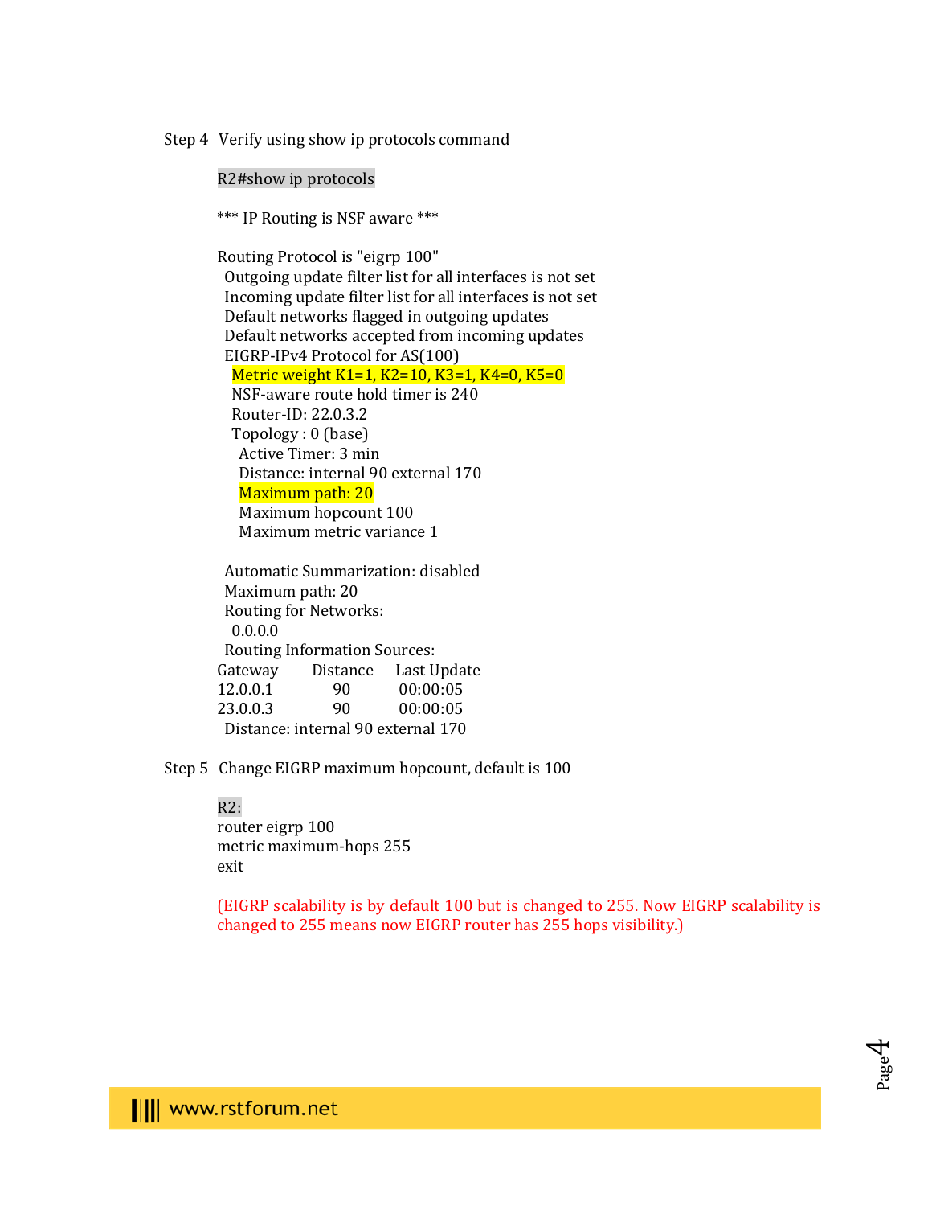Step 4 Verify using show ip protocols command

```
R2#show ip protocols

*** IP Routing is NSF aware ***

Routing Protocol is "eigrp 100"
  Outgoing update filter list for all interfaces is not set
  Incoming update filter list for all interfaces is not set
  Default networks flagged in outgoing updates
  Default networks accepted from incoming updates
  EIGRP-IPv4 Protocol for AS(100)
    Metric weight K1=1, K2=10, K3=1, K4=0, K5=0
    NSF-aware route hold timer is 240
    Router-ID: 22.0.3.2
    Topology : 0 (base)
      Active Timer: 3 min
      Distance: internal 90 external 170
      Maximum path: 20
      Maximum hopcount 100
      Maximum metric variance 1

  Automatic Summarization: disabled
  Maximum path: 20
  Routing for Networks:
    0.0.0.0
  Routing Information Sources:
Gateway         Distance      Last Update
12.0.0.1              90          00:00:05
23.0.0.3              90          00:00:05
  Distance: internal 90 external 170
```

Step 5 Change EIGRP maximum hopcount, default is 100

```
R2:
router eigrp 100
metric maximum-hops 255
exit
```

(EIGRP scalability is by default 100 but is changed to 255. Now EIGRP scalability is changed to 255 means now EIGRP router has 255 hops visibility.)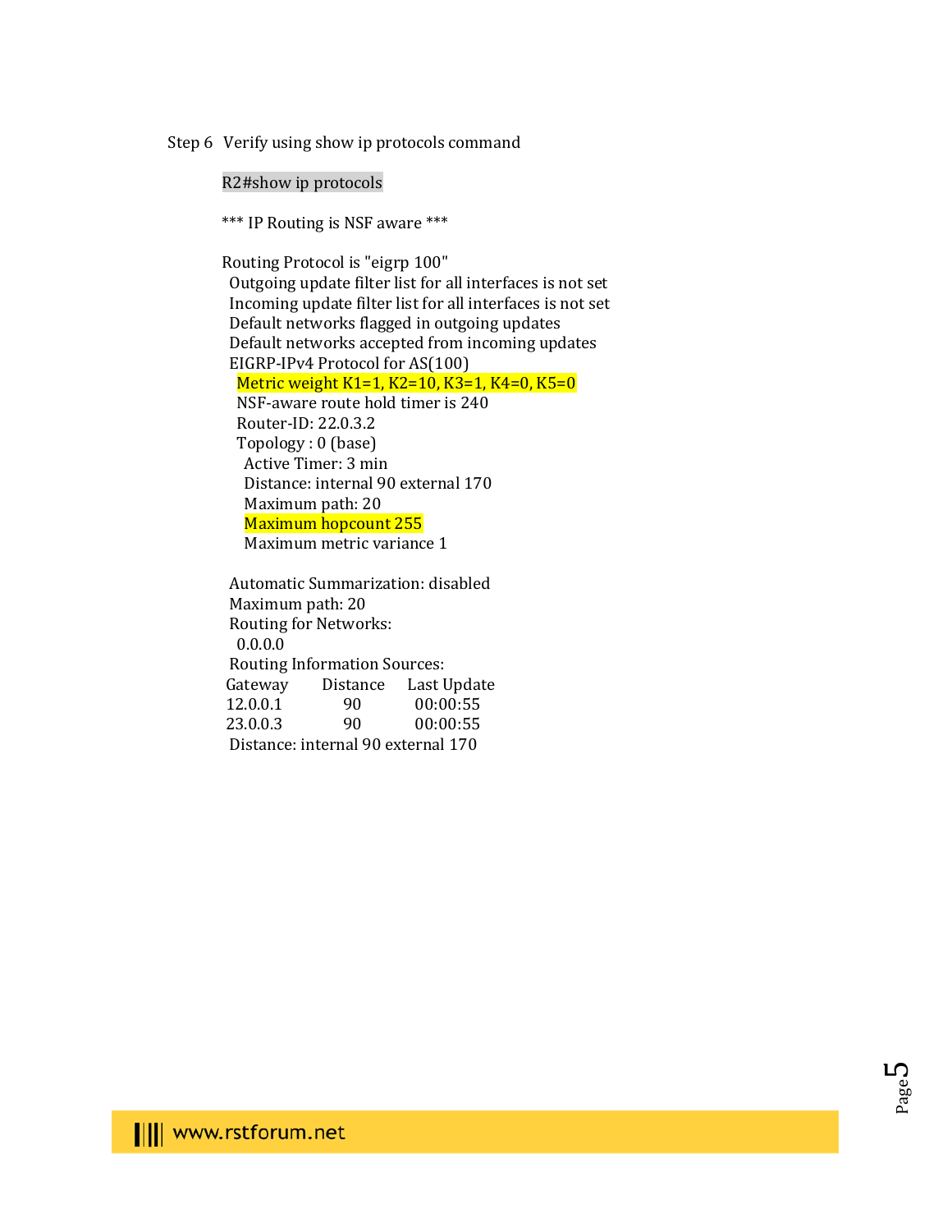Step 6 Verify using show ip protocols command

```
R2#show ip protocols

*** IP Routing is NSF aware ***

Routing Protocol is "eigrp 100"
 Outgoing update filter list for all interfaces is not set
 Incoming update filter list for all interfaces is not set
 Default networks flagged in outgoing updates
 Default networks accepted from incoming updates
 EIGRP-IPv4 Protocol for AS(100)
  Metric weight K1=1, K2=10, K3=1, K4=0, K5=0
  NSF-aware route hold timer is 240
  Router-ID: 22.0.3.2
  Topology : 0 (base)
   Active Timer: 3 min
   Distance: internal 90 external 170
   Maximum path: 20
   Maximum hopcount 255
   Maximum metric variance 1

 Automatic Summarization: disabled
 Maximum path: 20
 Routing for Networks:
  0.0.0.0
 Routing Information Sources:
 Gateway         Distance      Last Update
 12.0.0.1             90          00:00:55
 23.0.0.3             90          00:00:55
 Distance: internal 90 external 170
```